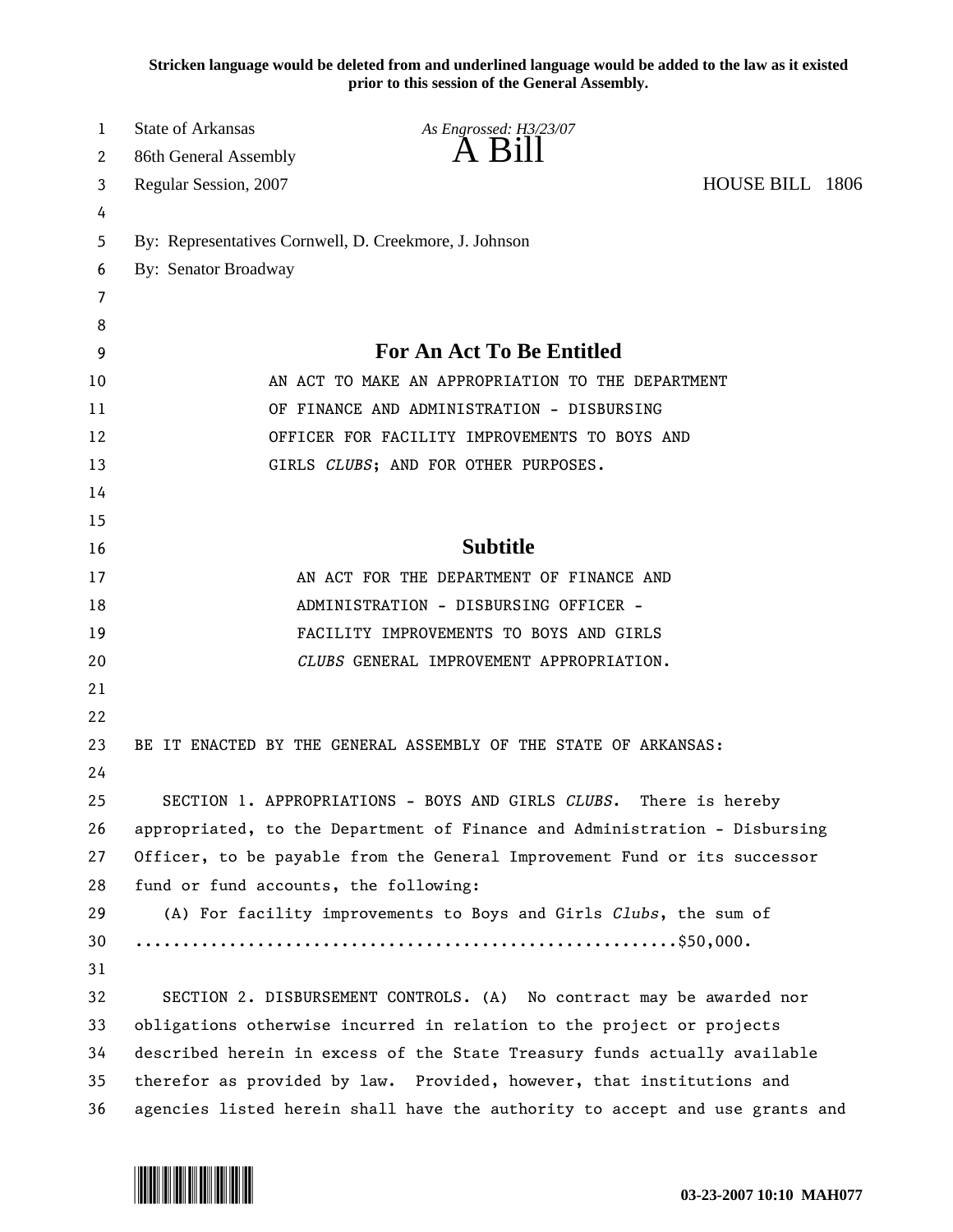**Stricken language would be deleted from and underlined language would be added to the law as it existed prior to this session of the General Assembly.**

State of Arkansas *As Engrossed: H3/23/07*
86th General Assembly **A Bill**
Regular Session, 2007 HOUSE BILL 1806

By: Representatives Cornwell, D. Creekmore, J. Johnson
By: Senator Broadway

## For An Act To Be Entitled

AN ACT TO MAKE AN APPROPRIATION TO THE DEPARTMENT OF FINANCE AND ADMINISTRATION - DISBURSING OFFICER FOR FACILITY IMPROVEMENTS TO BOYS AND GIRLS *CLUBS*; AND FOR OTHER PURPOSES.

## Subtitle

AN ACT FOR THE DEPARTMENT OF FINANCE AND ADMINISTRATION - DISBURSING OFFICER - FACILITY IMPROVEMENTS TO BOYS AND GIRLS *CLUBS* GENERAL IMPROVEMENT APPROPRIATION.

BE IT ENACTED BY THE GENERAL ASSEMBLY OF THE STATE OF ARKANSAS:

SECTION 1. APPROPRIATIONS - BOYS AND GIRLS *CLUBS*. There is hereby appropriated, to the Department of Finance and Administration - Disbursing Officer, to be payable from the General Improvement Fund or its successor fund or fund accounts, the following:

(A) For facility improvements to Boys and Girls *Clubs*, the sum of ........................................................$50,000.

SECTION 2. DISBURSEMENT CONTROLS. (A) No contract may be awarded nor obligations otherwise incurred in relation to the project or projects described herein in excess of the State Treasury funds actually available therefor as provided by law. Provided, however, that institutions and agencies listed herein shall have the authority to accept and use grants and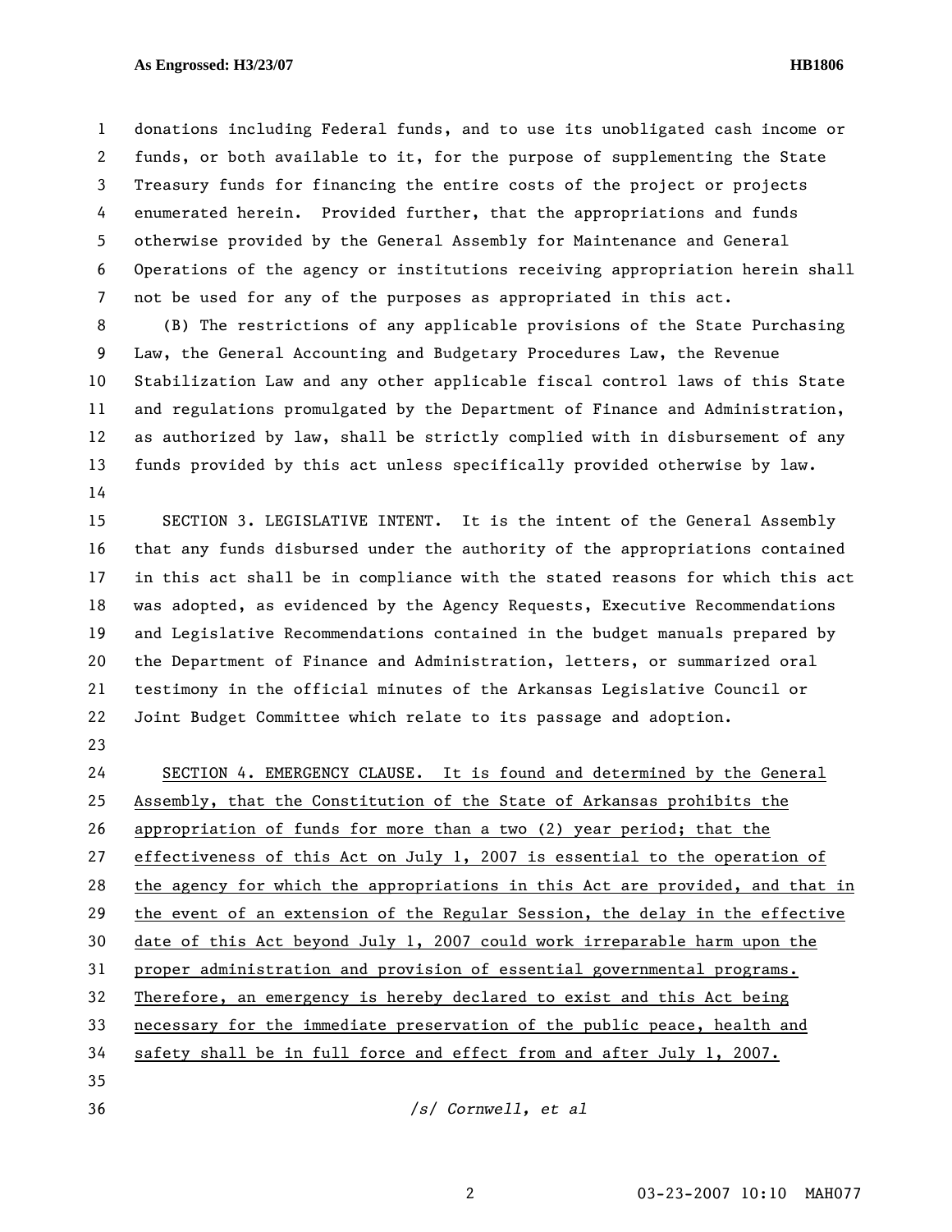donations including Federal funds, and to use its unobligated cash income or funds, or both available to it, for the purpose of supplementing the State Treasury funds for financing the entire costs of the project or projects enumerated herein. Provided further, that the appropriations and funds otherwise provided by the General Assembly for Maintenance and General Operations of the agency or institutions receiving appropriation herein shall not be used for any of the purposes as appropriated in this act.

(B) The restrictions of any applicable provisions of the State Purchasing Law, the General Accounting and Budgetary Procedures Law, the Revenue Stabilization Law and any other applicable fiscal control laws of this State and regulations promulgated by the Department of Finance and Administration, as authorized by law, shall be strictly complied with in disbursement of any funds provided by this act unless specifically provided otherwise by law.

SECTION 3. LEGISLATIVE INTENT. It is the intent of the General Assembly that any funds disbursed under the authority of the appropriations contained in this act shall be in compliance with the stated reasons for which this act was adopted, as evidenced by the Agency Requests, Executive Recommendations and Legislative Recommendations contained in the budget manuals prepared by the Department of Finance and Administration, letters, or summarized oral testimony in the official minutes of the Arkansas Legislative Council or Joint Budget Committee which relate to its passage and adoption.

SECTION 4. EMERGENCY CLAUSE. It is found and determined by the General Assembly, that the Constitution of the State of Arkansas prohibits the appropriation of funds for more than a two (2) year period; that the effectiveness of this Act on July 1, 2007 is essential to the operation of the agency for which the appropriations in this Act are provided, and that in the event of an extension of the Regular Session, the delay in the effective date of this Act beyond July 1, 2007 could work irreparable harm upon the proper administration and provision of essential governmental programs. Therefore, an emergency is hereby declared to exist and this Act being necessary for the immediate preservation of the public peace, health and safety shall be in full force and effect from and after July 1, 2007.

*/s/ Cornwell, et al*